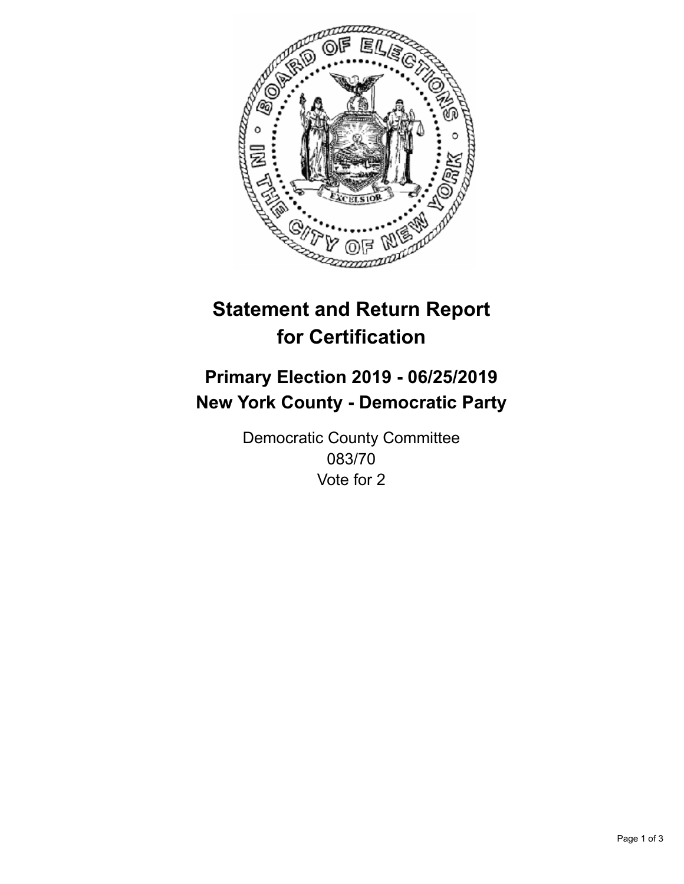# Statement and Return Report for Certification

## Primary Election 2019 - 06/25/2019
## New York County - Democratic Party

Democratic County Committee
083/70
Vote for 2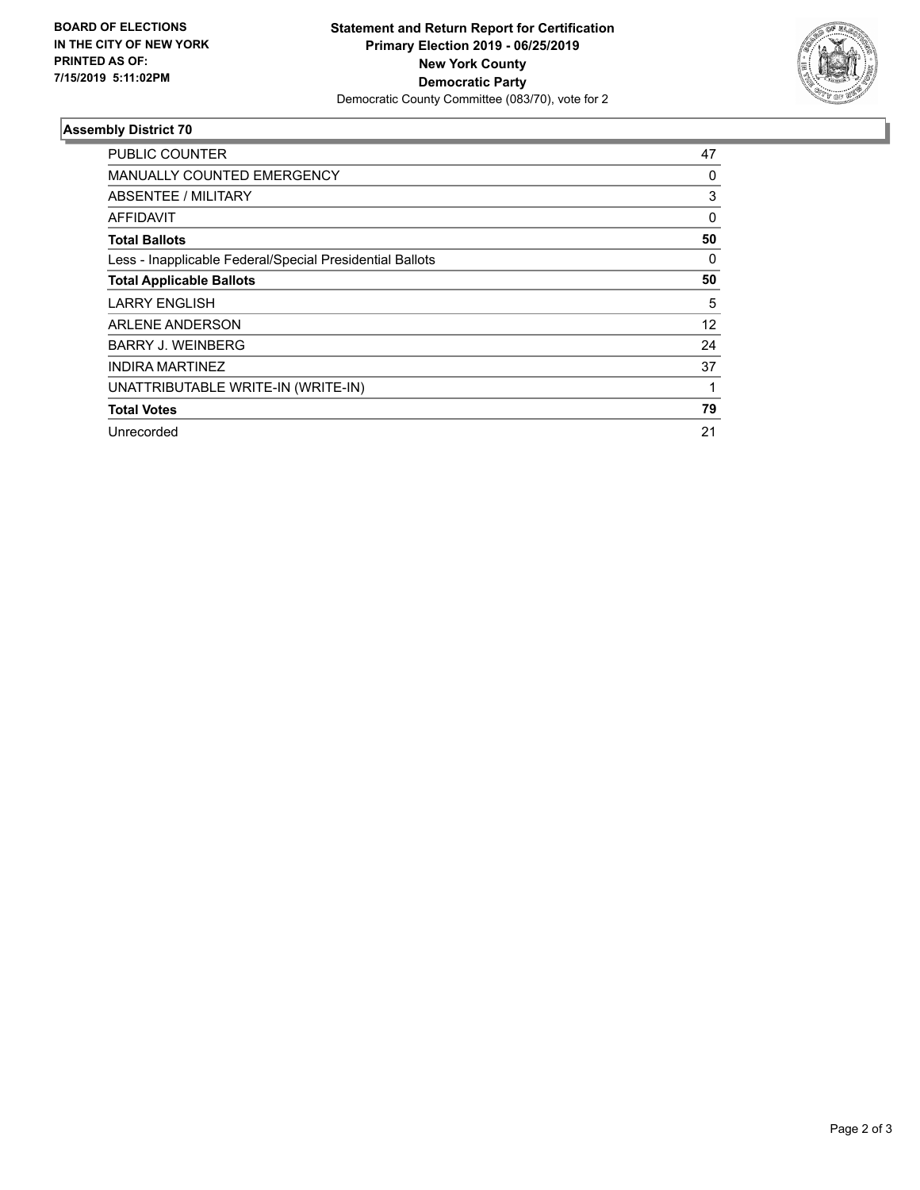**BOARD OF ELECTIONS IN THE CITY OF NEW YORK PRINTED AS OF: 7/15/2019 5:11:02PM**

**Statement and Return Report for Certification**
**Primary Election 2019 - 06/25/2019**
**New York County**
**Democratic Party**
Democratic County Committee (083/70), vote for 2

## Assembly District 70

| | |
|---|---|
| PUBLIC COUNTER | 47 |
| MANUALLY COUNTED EMERGENCY | 0 |
| ABSENTEE / MILITARY | 3 |
| AFFIDAVIT | 0 |
| **Total Ballots** | **50** |
| Less - Inapplicable Federal/Special Presidential Ballots | 0 |
| **Total Applicable Ballots** | **50** |
| LARRY ENGLISH | 5 |
| ARLENE ANDERSON | 12 |
| BARRY J. WEINBERG | 24 |
| INDIRA MARTINEZ | 37 |
| UNATTRIBUTABLE WRITE-IN (WRITE-IN) | 1 |
| **Total Votes** | **79** |
| Unrecorded | 21 |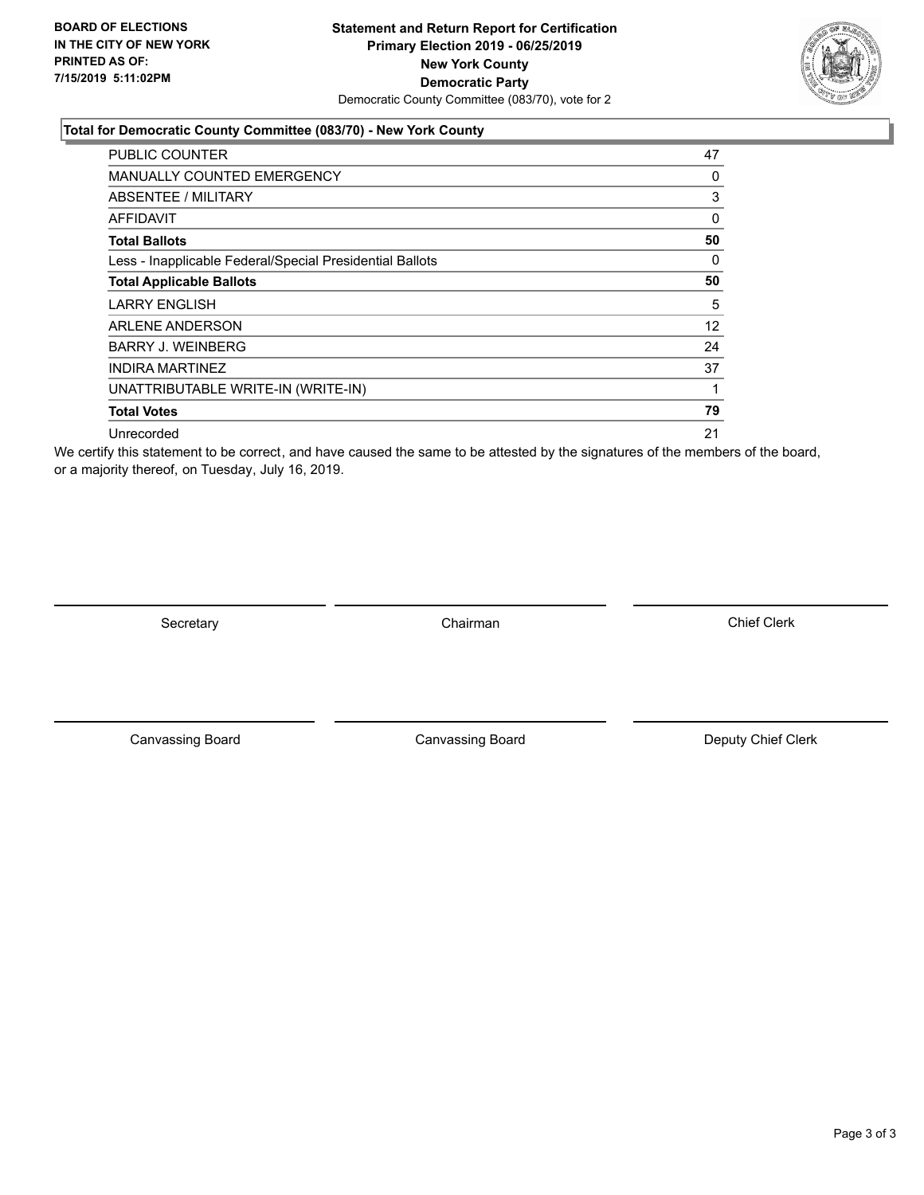**BOARD OF ELECTIONS IN THE CITY OF NEW YORK PRINTED AS OF: 7/15/2019 5:11:02PM**

**Statement and Return Report for Certification**
**Primary Election 2019 - 06/25/2019**
**New York County**
**Democratic Party**
Democratic County Committee (083/70), vote for 2

### Total for Democratic County Committee (083/70) - New York County

| | |
|---|---|
| PUBLIC COUNTER | 47 |
| MANUALLY COUNTED EMERGENCY | 0 |
| ABSENTEE / MILITARY | 3 |
| AFFIDAVIT | 0 |
| **Total Ballots** | **50** |
| Less - Inapplicable Federal/Special Presidential Ballots | 0 |
| **Total Applicable Ballots** | **50** |
| LARRY ENGLISH | 5 |
| ARLENE ANDERSON | 12 |
| BARRY J. WEINBERG | 24 |
| INDIRA MARTINEZ | 37 |
| UNATTRIBUTABLE WRITE-IN (WRITE-IN) | 1 |
| **Total Votes** | **79** |
| Unrecorded | 21 |

We certify this statement to be correct, and have caused the same to be attested by the signatures of the members of the board, or a majority thereof, on Tuesday, July 16, 2019.

Secretary

Chairman

Chief Clerk

Canvassing Board

Canvassing Board

Deputy Chief Clerk